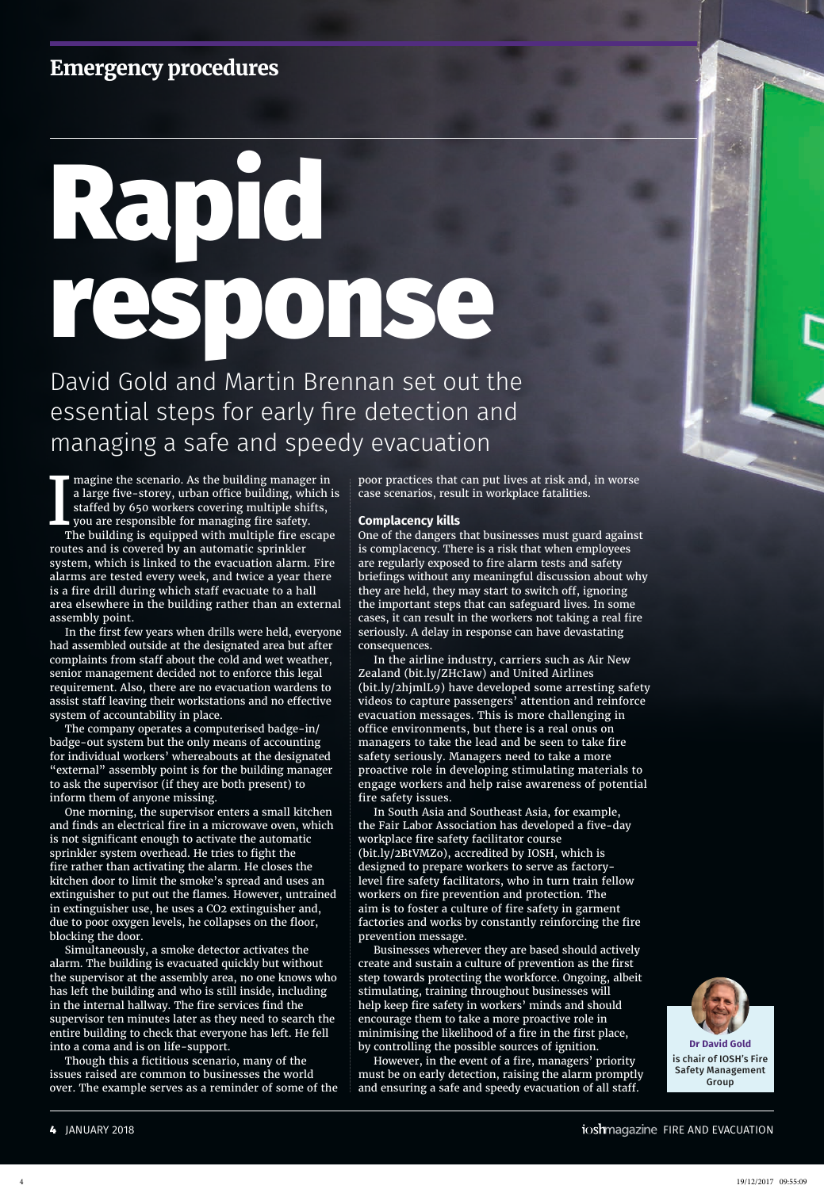## Emergency procedures

# Rapid response

David Gold and Martin Brennan set out the essential steps for early fire detection and managing a safe and speedy evacuation

Imagine the scenario. As the building manager in a large five-storey, urban office building, which is staffed by 650 workers covering multiple shifts, you are responsible for managing fire safety.

The building is equipped with multiple fire escape routes and is covered by an automatic sprinkler system, which is linked to the evacuation alarm. Fire alarms are tested every week, and twice a year there is a fire drill during which staff evacuate to a hall area elsewhere in the building rather than an external assembly point.

In the first few years when drills were held, everyone had assembled outside at the designated area but after complaints from staff about the cold and wet weather, senior management decided not to enforce this legal requirement. Also, there are no evacuation wardens to assist staff leaving their workstations and no effective system of accountability in place.

The company operates a computerised badge-in/badge-out system but the only means of accounting for individual workers' whereabouts at the designated "external" assembly point is for the building manager to ask the supervisor (if they are both present) to inform them of anyone missing.

One morning, the supervisor enters a small kitchen and finds an electrical fire in a microwave oven, which is not significant enough to activate the automatic sprinkler system overhead. He tries to fight the fire rather than activating the alarm. He closes the kitchen door to limit the smoke's spread and uses an extinguisher to put out the flames. However, untrained in extinguisher use, he uses a $CO_2$ extinguisher and, due to poor oxygen levels, he collapses on the floor, blocking the door.

Simultaneously, a smoke detector activates the alarm. The building is evacuated quickly but without the supervisor at the assembly area, no one knows who has left the building and who is still inside, including in the internal hallway. The fire services find the supervisor ten minutes later as they need to search the entire building to check that everyone has left. He fell into a coma and is on life-support.

Though this a fictitious scenario, many of the issues raised are common to businesses the world over. The example serves as a reminder of some of the poor practices that can put lives at risk and, in worse case scenarios, result in workplace fatalities.

### Complacency kills

One of the dangers that businesses must guard against is complacency. There is a risk that when employees are regularly exposed to fire alarm tests and safety briefings without any meaningful discussion about why they are held, they may start to switch off, ignoring the important steps that can safeguard lives. In some cases, it can result in the workers not taking a real fire seriously. A delay in response can have devastating consequences.

In the airline industry, carriers such as Air New Zealand (bit.ly/ZHcIaw) and United Airlines (bit.ly/2hjmlL9) have developed some arresting safety videos to capture passengers' attention and reinforce evacuation messages. This is more challenging in office environments, but there is a real onus on managers to take the lead and be seen to take fire safety seriously. Managers need to take a more proactive role in developing stimulating materials to engage workers and help raise awareness of potential fire safety issues.

In South Asia and Southeast Asia, for example, the Fair Labor Association has developed a five-day workplace fire safety facilitator course (bit.ly/2BtVMZo), accredited by IOSH, which is designed to prepare workers to serve as factory-level fire safety facilitators, who in turn train fellow workers on fire prevention and protection. The aim is to foster a culture of fire safety in garment factories and works by constantly reinforcing the fire prevention message.

Businesses wherever they are based should actively create and sustain a culture of prevention as the first step towards protecting the workforce. Ongoing, albeit stimulating, training throughout businesses will help keep fire safety in workers' minds and should encourage them to take a more proactive role in minimising the likelihood of a fire in the first place, by controlling the possible sources of ignition.

However, in the event of a fire, managers' priority must be on early detection, raising the alarm promptly and ensuring a safe and speedy evacuation of all staff.

**Dr David Gold** is chair of IOSH's Fire Safety Management Group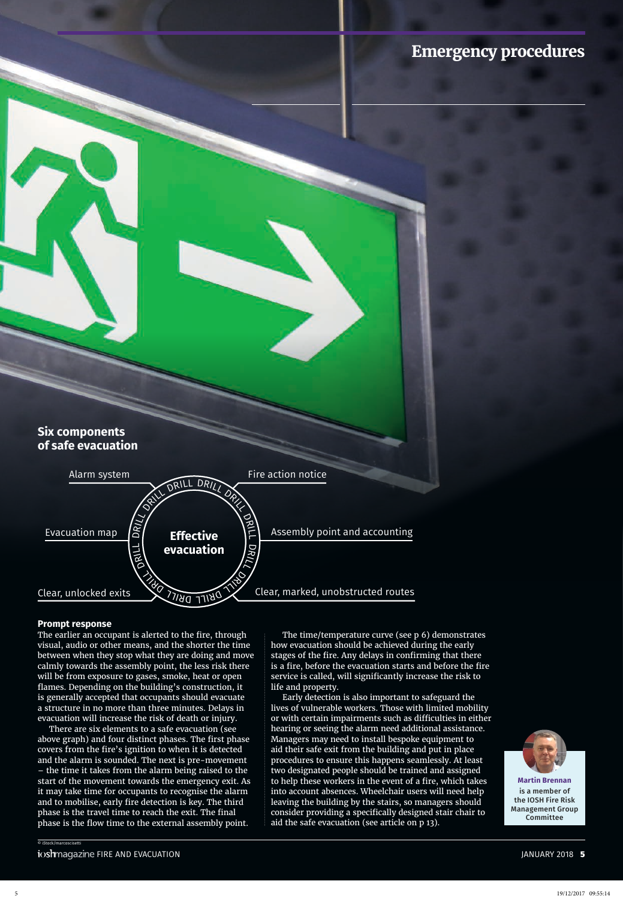## Six components of safe evacuation

- Alarm system
- Fire action notice
- Evacuation map
- Assembly point and accounting
- Clear, unlocked exits
- Clear, marked, unobstructed routes

Effective evacuation

DRILL DRILL DRILL DRILL DRILL DRILL DRILL DRILL DRILL

### Prompt response

The earlier an occupant is alerted to the fire, through visual, audio or other means, and the shorter the time between when they stop what they are doing and move calmly towards the assembly point, the less risk there will be from exposure to gases, smoke, heat or open flames. Depending on the building's construction, it is generally accepted that occupants should evacuate a structure in no more than three minutes. Delays in evacuation will increase the risk of death or injury.

There are six elements to a safe evacuation (see above graph) and four distinct phases. The first phase covers from the fire's ignition to when it is detected and the alarm is sounded. The next is pre-movement – the time it takes from the alarm being raised to the start of the movement towards the emergency exit. As it may take time for occupants to recognise the alarm and to mobilise, early fire detection is key. The third phase is the travel time to reach the exit. The final phase is the flow time to the external assembly point.

The time/temperature curve (see p 6) demonstrates how evacuation should be achieved during the early stages of the fire. Any delays in confirming that there is a fire, before the evacuation starts and before the fire service is called, will significantly increase the risk to life and property.

Early detection is also important to safeguard the lives of vulnerable workers. Those with limited mobility or with certain impairments such as difficulties in either hearing or seeing the alarm need additional assistance. Managers may need to install bespoke equipment to aid their safe exit from the building and put in place procedures to ensure this happens seamlessly. At least two designated people should be trained and assigned to help these workers in the event of a fire, which takes into account absences. Wheelchair users will need help leaving the building by the stairs, so managers should consider providing a specifically designed stair chair to aid the safe evacuation (see article on p 13).

**Martin Brennan** is a member of the IOSH Fire Risk Management Group Committee

© iStock/marcoscisetti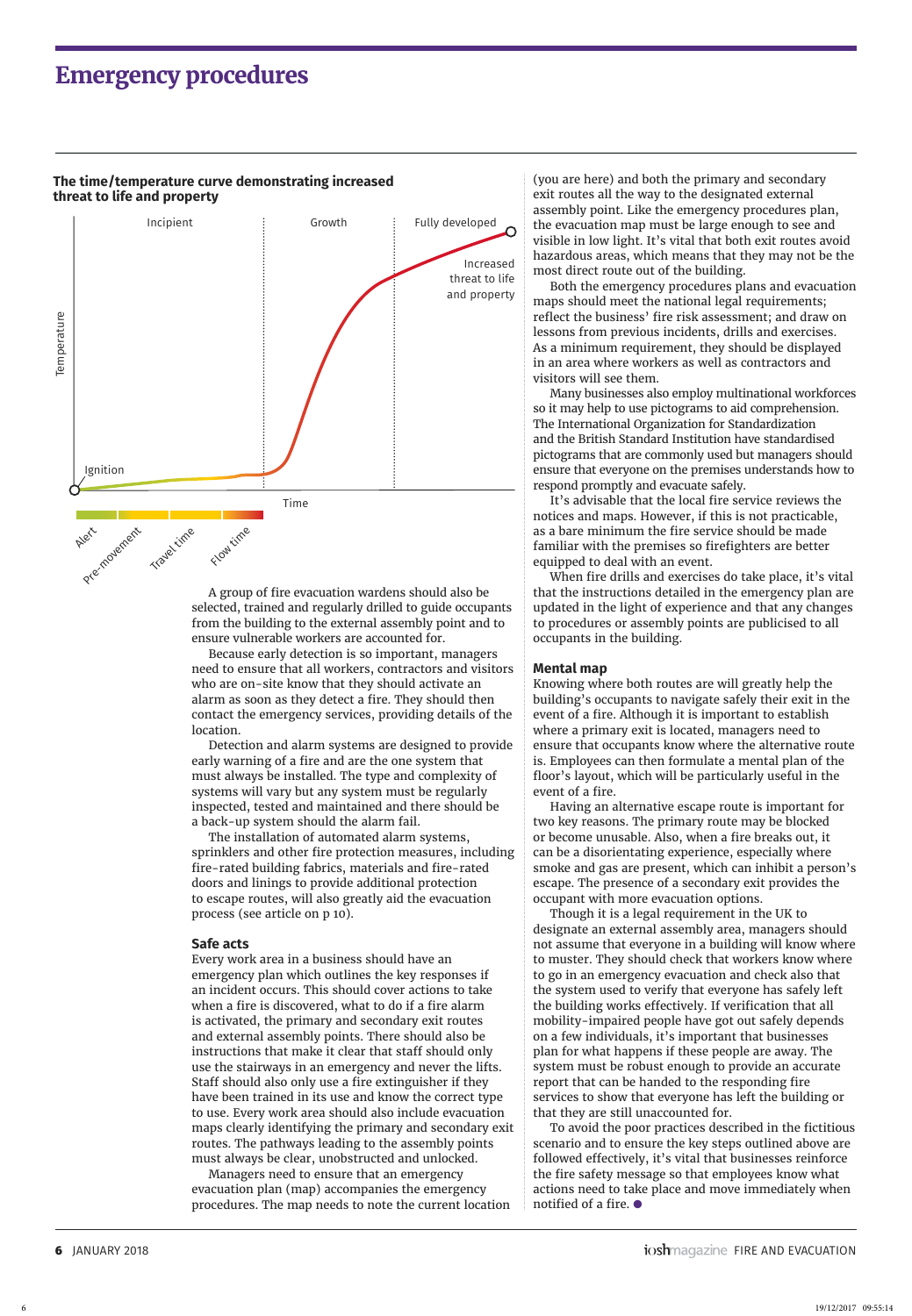# Emergency procedures

**The time/temperature curve demonstrating increased threat to life and property**

Incipient

Growth

Fully developed

Increased threat to life and property

Temperature

Ignition

Time

Alert

Pre-movement

Travel time

Flow time

A group of fire evacuation wardens should also be selected, trained and regularly drilled to guide occupants from the building to the external assembly point and to ensure vulnerable workers are accounted for.

Because early detection is so important, managers need to ensure that all workers, contractors and visitors who are on-site know that they should activate an alarm as soon as they detect a fire. They should then contact the emergency services, providing details of the location.

Detection and alarm systems are designed to provide early warning of a fire and are the one system that must always be installed. The type and complexity of systems will vary but any system must be regularly inspected, tested and maintained and there should be a back-up system should the alarm fail.

The installation of automated alarm systems, sprinklers and other fire protection measures, including fire-rated building fabrics, materials and fire-rated doors and linings to provide additional protection to escape routes, will also greatly aid the evacuation process (see article on p 10).

## Safe acts

Every work area in a business should have an emergency plan which outlines the key responses if an incident occurs. This should cover actions to take when a fire is discovered, what to do if a fire alarm is activated, the primary and secondary exit routes and external assembly points. There should also be instructions that make it clear that staff should only use the stairways in an emergency and never the lifts. Staff should also only use a fire extinguisher if they have been trained in its use and know the correct type to use. Every work area should also include evacuation maps clearly identifying the primary and secondary exit routes. The pathways leading to the assembly points must always be clear, unobstructed and unlocked.

Managers need to ensure that an emergency evacuation plan (map) accompanies the emergency procedures. The map needs to note the current location (you are here) and both the primary and secondary exit routes all the way to the designated external assembly point. Like the emergency procedures plan, the evacuation map must be large enough to see and visible in low light. It's vital that both exit routes avoid hazardous areas, which means that they may not be the most direct route out of the building.

Both the emergency procedures plans and evacuation maps should meet the national legal requirements; reflect the business' fire risk assessment; and draw on lessons from previous incidents, drills and exercises. As a minimum requirement, they should be displayed in an area where workers as well as contractors and visitors will see them.

Many businesses also employ multinational workforces so it may help to use pictograms to aid comprehension. The International Organization for Standardization and the British Standard Institution have standardised pictograms that are commonly used but managers should ensure that everyone on the premises understands how to respond promptly and evacuate safely.

It's advisable that the local fire service reviews the notices and maps. However, if this is not practicable, as a bare minimum the fire service should be made familiar with the premises so firefighters are better equipped to deal with an event.

When fire drills and exercises do take place, it's vital that the instructions detailed in the emergency plan are updated in the light of experience and that any changes to procedures or assembly points are publicised to all occupants in the building.

## Mental map

Knowing where both routes are will greatly help the building's occupants to navigate safely their exit in the event of a fire. Although it is important to establish where a primary exit is located, managers need to ensure that occupants know where the alternative route is. Employees can then formulate a mental plan of the floor's layout, which will be particularly useful in the event of a fire.

Having an alternative escape route is important for two key reasons. The primary route may be blocked or become unusable. Also, when a fire breaks out, it can be a disorientating experience, especially where smoke and gas are present, which can inhibit a person's escape. The presence of a secondary exit provides the occupant with more evacuation options.

Though it is a legal requirement in the UK to designate an external assembly area, managers should not assume that everyone in a building will know where to muster. They should check that workers know where to go in an emergency evacuation and check also that the system used to verify that everyone has safely left the building works effectively. If verification that all mobility-impaired people have got out safely depends on a few individuals, it's important that businesses plan for what happens if these people are away. The system must be robust enough to provide an accurate report that can be handed to the responding fire services to show that everyone has left the building or that they are still unaccounted for.

To avoid the poor practices described in the fictitious scenario and to ensure the key steps outlined above are followed effectively, it's vital that businesses reinforce the fire safety message so that employees know what actions need to take place and move immediately when notified of a fire. ●